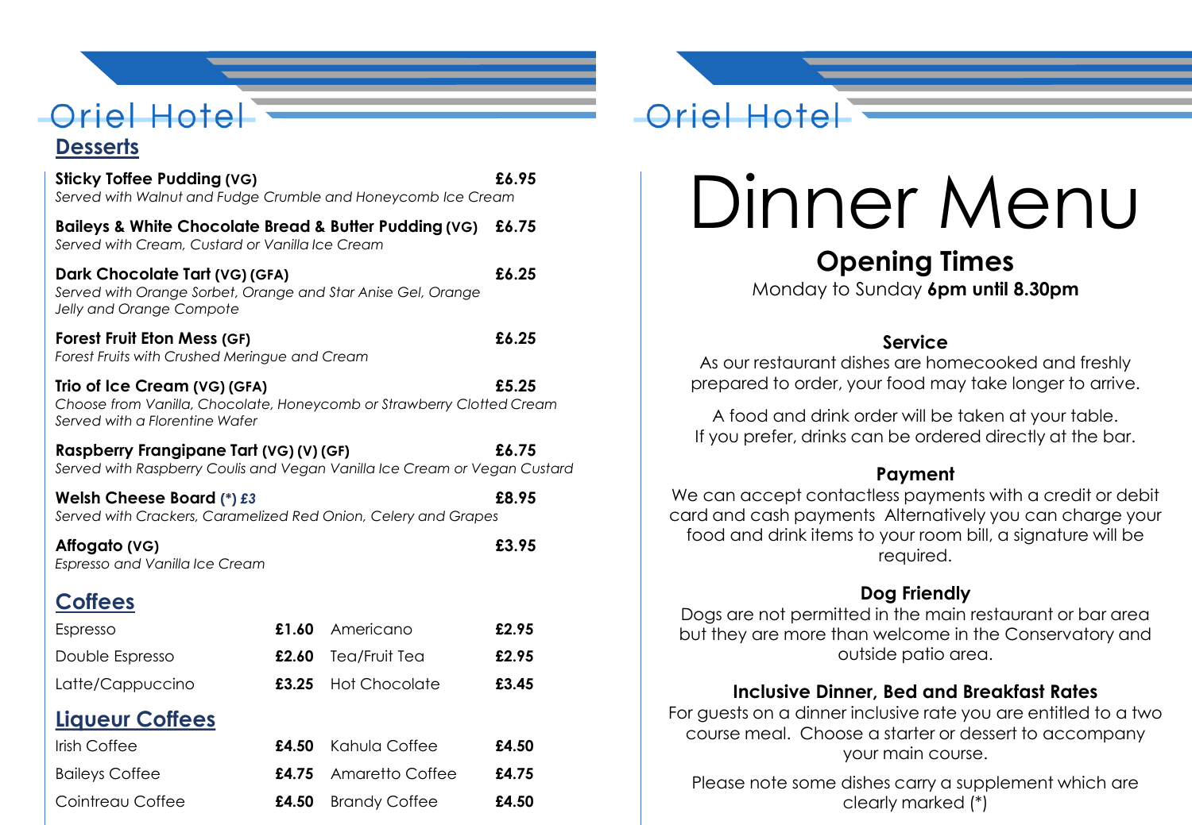# Oriel Hotel

## Desserts

**Sticky Toffee Pudding (VG)** — **£6.95**
*Served with Walnut and Fudge Crumble and Honeycomb Ice Cream*

**Baileys & White Chocolate Bread & Butter Pudding (VG)** — **£6.75**
*Served with Cream, Custard or Vanilla Ice Cream*

**Dark Chocolate Tart (VG) (GFA)** — **£6.25**
*Served with Orange Sorbet, Orange and Star Anise Gel, Orange Jelly and Orange Compote*

**Forest Fruit Eton Mess (GF)** — **£6.25**
*Forest Fruits with Crushed Meringue and Cream*

**Trio of Ice Cream (VG) (GFA)** — **£5.25**
*Choose from Vanilla, Chocolate, Honeycomb or Strawberry Clotted Cream Served with a Florentine Wafer*

**Raspberry Frangipane Tart (VG) (V) (GF)** — **£6.75**
*Served with Raspberry Coulis and Vegan Vanilla Ice Cream or Vegan Custard*

**Welsh Cheese Board (*) £3** — **£8.95**
*Served with Crackers, Caramelized Red Onion, Celery and Grapes*

**Affogato (VG)** — **£3.95**
*Espresso and Vanilla Ice Cream*

## Coffees

| | | | |
|---|---|---|---|
| Espresso | **£1.60** | Americano | **£2.95** |
| Double Espresso | **£2.60** | Tea/Fruit Tea | **£2.95** |
| Latte/Cappuccino | **£3.25** | Hot Chocolate | **£3.45** |

## Liqueur Coffees

| | | | |
|---|---|---|---|
| Irish Coffee | **£4.50** | Kahula Coffee | **£4.50** |
| Baileys Coffee | **£4.75** | Amaretto Coffee | **£4.75** |
| Cointreau Coffee | **£4.50** | Brandy Coffee | **£4.50** |

# Oriel Hotel

# Dinner Menu

## Opening Times

Monday to Sunday **6pm until 8.30pm**

### Service

As our restaurant dishes are homecooked and freshly prepared to order, your food may take longer to arrive.

A food and drink order will be taken at your table. If you prefer, drinks can be ordered directly at the bar.

### Payment

We can accept contactless payments with a credit or debit card and cash payments Alternatively you can charge your food and drink items to your room bill, a signature will be required.

### Dog Friendly

Dogs are not permitted in the main restaurant or bar area but they are more than welcome in the Conservatory and outside patio area.

### Inclusive Dinner, Bed and Breakfast Rates

For guests on a dinner inclusive rate you are entitled to a two course meal. Choose a starter or dessert to accompany your main course.

Please note some dishes carry a supplement which are clearly marked (*)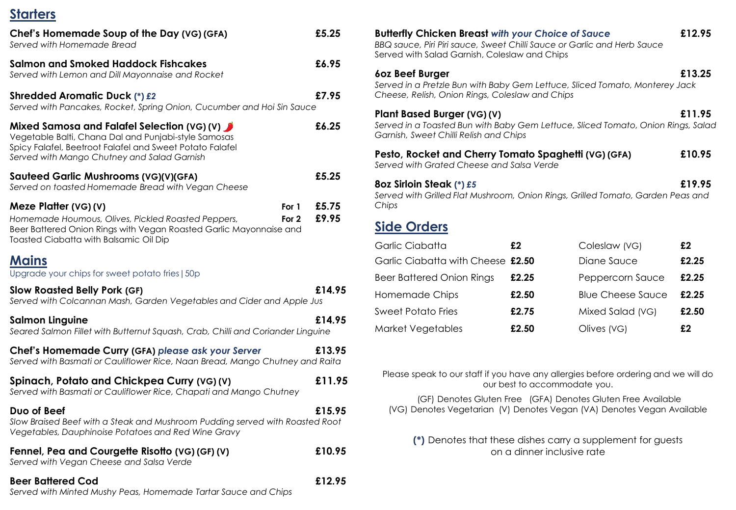## Starters

**Chef's Homemade Soup of the Day (VG) (GFA)** £5.25
*Served with Homemade Bread*

**Salmon and Smoked Haddock Fishcakes** £6.95
*Served with Lemon and Dill Mayonnaise and Rocket*

**Shredded Aromatic Duck (*) *£2*** £7.95
*Served with Pancakes, Rocket, Spring Onion, Cucumber and Hoi Sin Sauce*

**Mixed Samosa and Falafel Selection (VG) (V)** 🌶 £6.25
Vegetable Balti, Chana Dal and Punjabi-style Samosas
Spicy Falafel, Beetroot Falafel and Sweet Potato Falafel
*Served with Mango Chutney and Salad Garnish*

**Sauteed Garlic Mushrooms (VG)(V)(GFA)** £5.25
*Served on toasted Homemade Bread with Vegan Cheese*

**Meze Platter (VG) (V)** For 1 £5.75 / For 2 £9.95
*Homemade Houmous, Olives, Pickled Roasted Peppers, Beer Battered Onion Rings with Vegan Roasted Garlic Mayonnaise and Toasted Ciabatta with Balsamic Oil Dip*

## Mains

Upgrade your chips for sweet potato fries | 50p

**Slow Roasted Belly Pork (GF)** £14.95
*Served with Colcannan Mash, Garden Vegetables and Cider and Apple Jus*

**Salmon Linguine** £14.95
*Seared Salmon Fillet with Butternut Squash, Crab, Chilli and Coriander Linguine*

**Chef's Homemade Curry (GFA)** ***please ask your Server*** £13.95
*Served with Basmati or Cauliflower Rice, Naan Bread, Mango Chutney and Raita*

**Spinach, Potato and Chickpea Curry (VG) (V)** £11.95
*Served with Basmati or Cauliflower Rice, Chapati and Mango Chutney*

**Duo of Beef** £15.95
*Slow Braised Beef with a Steak and Mushroom Pudding served with Roasted Root Vegetables, Dauphinoise Potatoes and Red Wine Gravy*

**Fennel, Pea and Courgette Risotto (VG) (GF) (V)** £10.95
*Served with Vegan Cheese and Salsa Verde*

**Beer Battered Cod** £12.95
*Served with Minted Mushy Peas, Homemade Tartar Sauce and Chips*

**Butterfly Chicken Breast** ***with your Choice of Sauce*** £12.95
*BBQ sauce, Piri Piri sauce, Sweet Chilli Sauce or Garlic and Herb Sauce*
*Served with Salad Garnish, Coleslaw and Chips*

**6oz Beef Burger** £13.25
*Served in a Pretzle Bun with Baby Gem Lettuce, Sliced Tomato, Monterey Jack Cheese, Relish, Onion Rings, Coleslaw and Chips*

**Plant Based Burger (VG) (V)** £11.95
*Served in a Toasted Bun with Baby Gem Lettuce, Sliced Tomato, Onion Rings, Salad Garnish, Sweet Chilli Relish and Chips*

**Pesto, Rocket and Cherry Tomato Spaghetti (VG) (GFA)** £10.95
*Served with Grated Cheese and Salsa Verde*

**8oz Sirloin Steak (*) *£5*** £19.95
*Served with Grilled Flat Mushroom, Onion Rings, Grilled Tomato, Garden Peas and Chips*

## Side Orders

| | | | |
|---|---|---|---|
| Garlic Ciabatta | £2 | Coleslaw (VG) | £2 |
| Garlic Ciabatta with Cheese | £2.50 | Diane Sauce | £2.25 |
| Beer Battered Onion Rings | £2.25 | Peppercorn Sauce | £2.25 |
| Homemade Chips | £2.50 | Blue Cheese Sauce | £2.25 |
| Sweet Potato Fries | £2.75 | Mixed Salad (VG) | £2.50 |
| Market Vegetables | £2.50 | Olives (VG) | £2 |

Please speak to our staff if you have any allergies before ordering and we will do our best to accommodate you.

(GF) Denotes Gluten Free (GFA) Denotes Gluten Free Available
(VG) Denotes Vegetarian (V) Denotes Vegan (VA) Denotes Vegan Available

(*) Denotes that these dishes carry a supplement for guests on a dinner inclusive rate